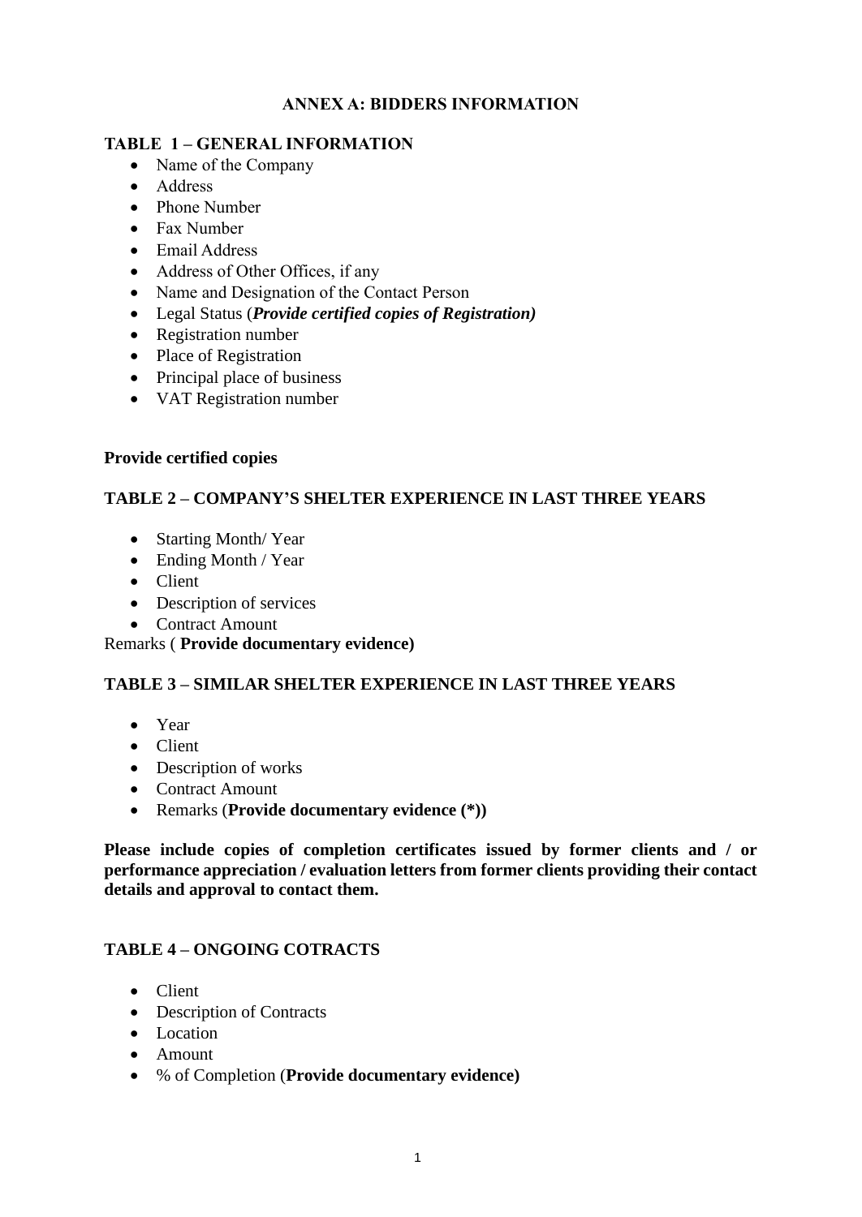## ANNEX A: BIDDERS INFORMATION

### TABLE 1 – GENERAL INFORMATION

- Name of the Company
- Address
- Phone Number
- Fax Number
- Email Address
- Address of Other Offices, if any
- Name and Designation of the Contact Person
- Legal Status (***Provide certified copies of Registration)***
- Registration number
- Place of Registration
- Principal place of business
- VAT Registration number

**Provide certified copies**

### TABLE 2 – COMPANY'S SHELTER EXPERIENCE IN LAST THREE YEARS

- Starting Month/ Year
- Ending Month / Year
- Client
- Description of services
- Contract Amount

Remarks ( **Provide documentary evidence)**

### TABLE 3 – SIMILAR SHELTER EXPERIENCE IN LAST THREE YEARS

- Year
- Client
- Description of works
- Contract Amount
- Remarks (**Provide documentary evidence (*))**

**Please include copies of completion certificates issued by former clients and / or performance appreciation / evaluation letters from former clients providing their contact details and approval to contact them.**

### TABLE 4 – ONGOING COTRACTS

- Client
- Description of Contracts
- Location
- Amount
- % of Completion (**Provide documentary evidence)**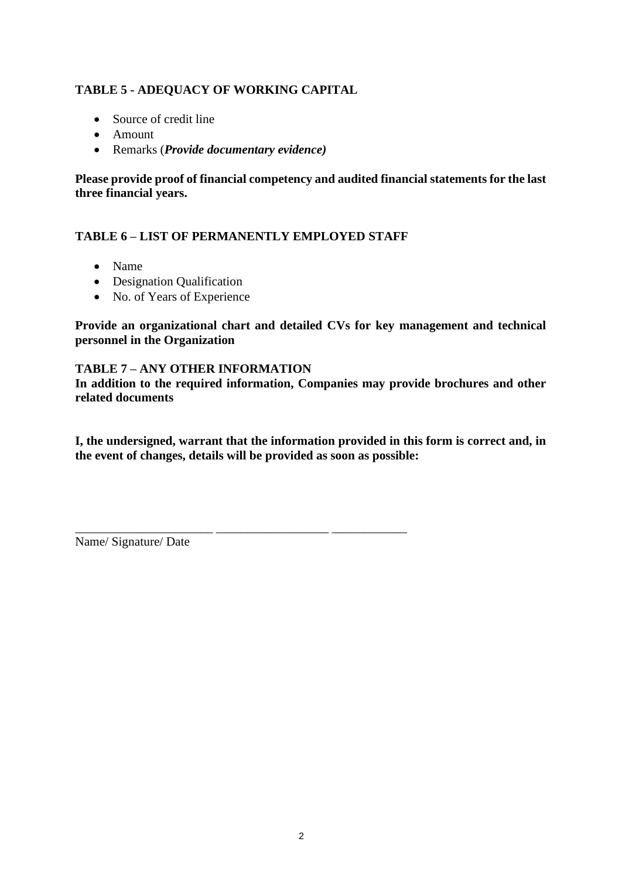**TABLE 5 - ADEQUACY OF WORKING CAPITAL**

- Source of credit line
- Amount
- Remarks (***Provide documentary evidence)***

**Please provide proof of financial competency and audited financial statements for the last three financial years.**

**TABLE 6 – LIST OF PERMANENTLY EMPLOYED STAFF**

- Name
- Designation Qualification
- No. of Years of Experience

**Provide an organizational chart and detailed CVs for key management and technical personnel in the Organization**

**TABLE 7 – ANY OTHER INFORMATION**

**In addition to the required information, Companies may provide brochures and other related documents**

**I, the undersigned, warrant that the information provided in this form is correct and, in the event of changes, details will be provided as soon as possible:**

______________________ __________________ ____________

Name/ Signature/ Date